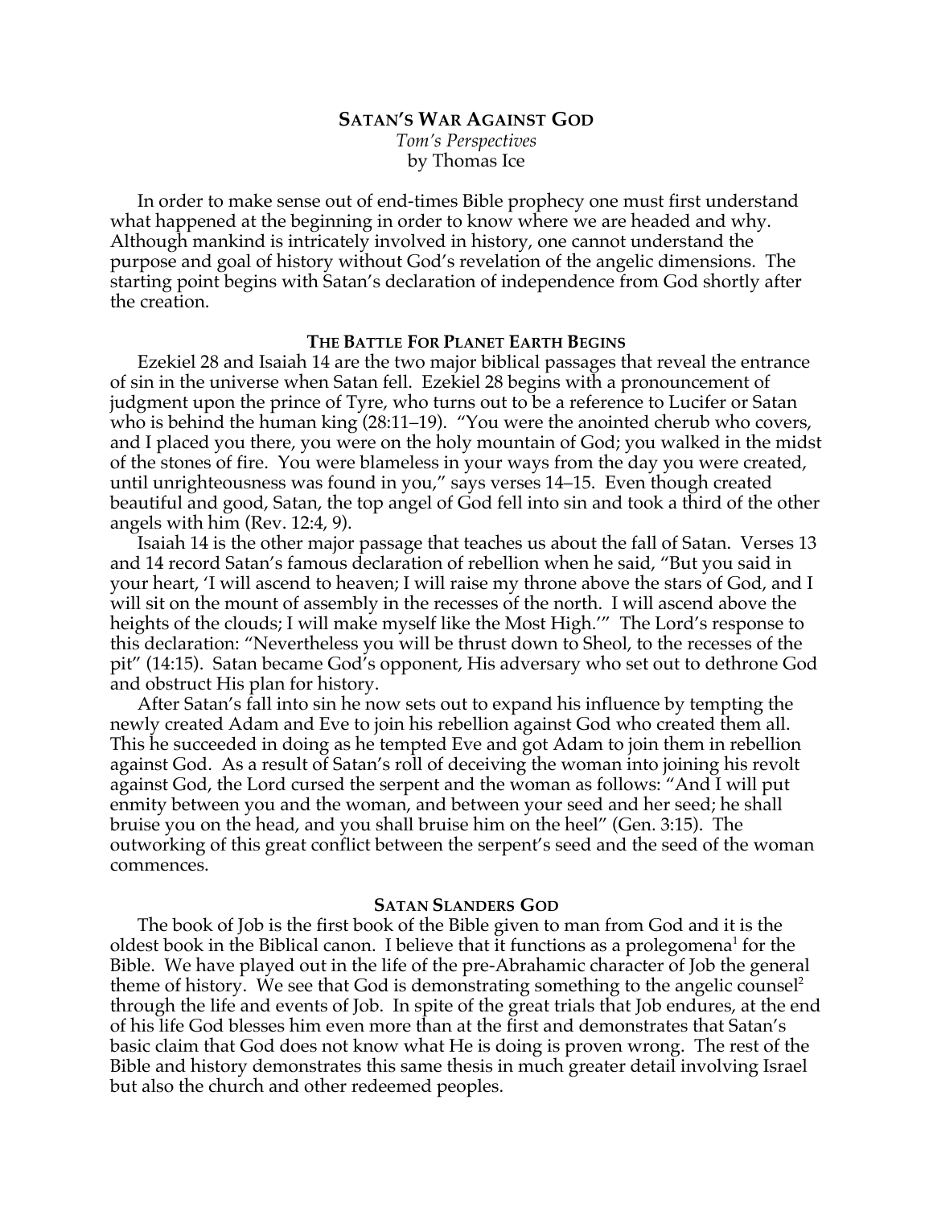# SATAN'S WAR AGAINST GOD

*Tom's Perspectives*
by Thomas Ice

In order to make sense out of end-times Bible prophecy one must first understand what happened at the beginning in order to know where we are headed and why. Although mankind is intricately involved in history, one cannot understand the purpose and goal of history without God's revelation of the angelic dimensions. The starting point begins with Satan's declaration of independence from God shortly after the creation.

## THE BATTLE FOR PLANET EARTH BEGINS

Ezekiel 28 and Isaiah 14 are the two major biblical passages that reveal the entrance of sin in the universe when Satan fell. Ezekiel 28 begins with a pronouncement of judgment upon the prince of Tyre, who turns out to be a reference to Lucifer or Satan who is behind the human king (28:11–19). "You were the anointed cherub who covers, and I placed you there, you were on the holy mountain of God; you walked in the midst of the stones of fire. You were blameless in your ways from the day you were created, until unrighteousness was found in you," says verses 14–15. Even though created beautiful and good, Satan, the top angel of God fell into sin and took a third of the other angels with him (Rev. 12:4, 9).

Isaiah 14 is the other major passage that teaches us about the fall of Satan. Verses 13 and 14 record Satan's famous declaration of rebellion when he said, "But you said in your heart, 'I will ascend to heaven; I will raise my throne above the stars of God, and I will sit on the mount of assembly in the recesses of the north. I will ascend above the heights of the clouds; I will make myself like the Most High.'" The Lord's response to this declaration: "Nevertheless you will be thrust down to Sheol, to the recesses of the pit" (14:15). Satan became God's opponent, His adversary who set out to dethrone God and obstruct His plan for history.

After Satan's fall into sin he now sets out to expand his influence by tempting the newly created Adam and Eve to join his rebellion against God who created them all. This he succeeded in doing as he tempted Eve and got Adam to join them in rebellion against God. As a result of Satan's roll of deceiving the woman into joining his revolt against God, the Lord cursed the serpent and the woman as follows: "And I will put enmity between you and the woman, and between your seed and her seed; he shall bruise you on the head, and you shall bruise him on the heel" (Gen. 3:15). The outworking of this great conflict between the serpent's seed and the seed of the woman commences.

## SATAN SLANDERS GOD

The book of Job is the first book of the Bible given to man from God and it is the oldest book in the Biblical canon. I believe that it functions as a prolegomena[1] for the Bible. We have played out in the life of the pre-Abrahamic character of Job the general theme of history. We see that God is demonstrating something to the angelic counsel[2] through the life and events of Job. In spite of the great trials that Job endures, at the end of his life God blesses him even more than at the first and demonstrates that Satan's basic claim that God does not know what He is doing is proven wrong. The rest of the Bible and history demonstrates this same thesis in much greater detail involving Israel but also the church and other redeemed peoples.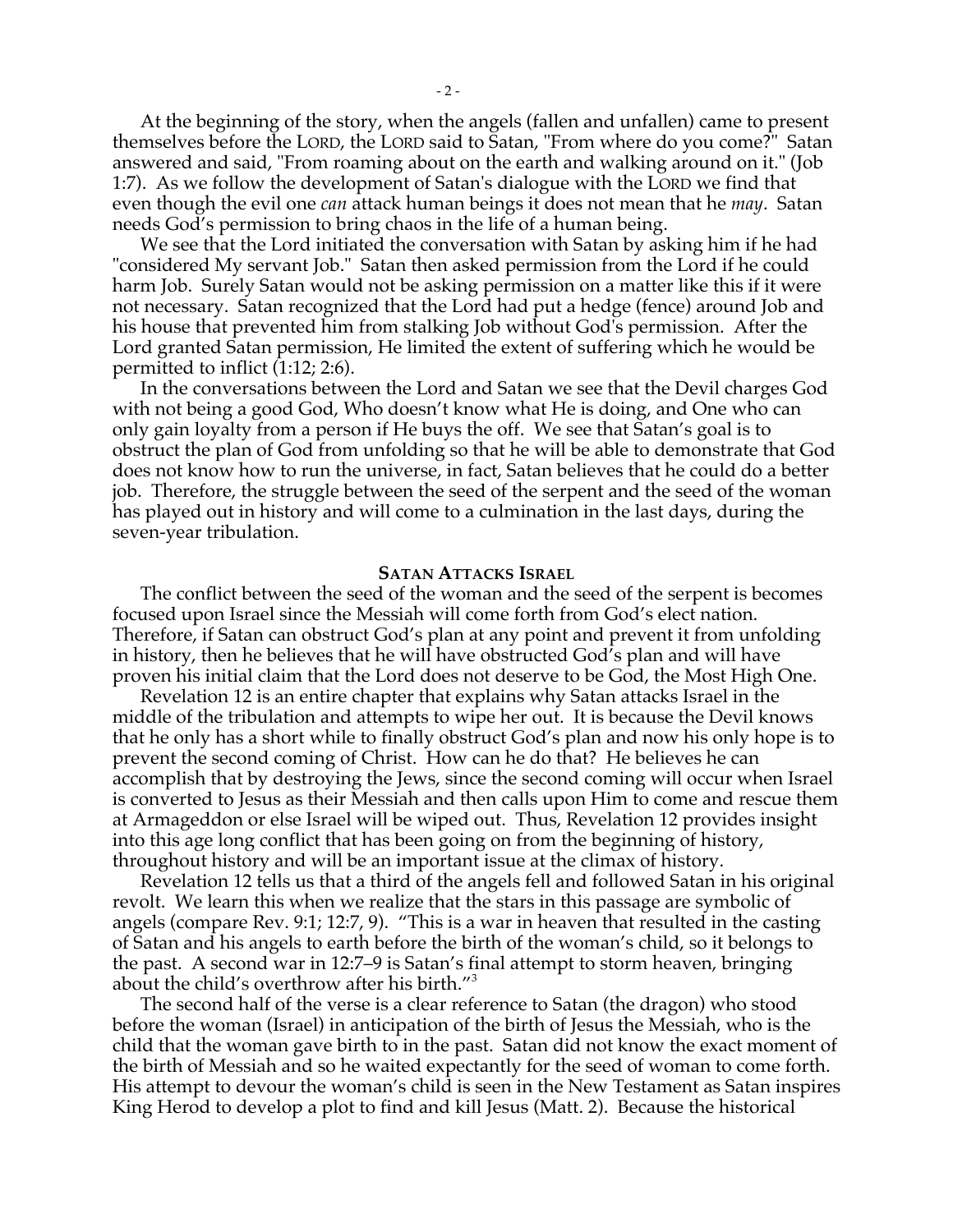At the beginning of the story, when the angels (fallen and unfallen) came to present themselves before the LORD, the LORD said to Satan, "From where do you come?" Satan answered and said, "From roaming about on the earth and walking around on it." (Job 1:7). As we follow the development of Satan's dialogue with the LORD we find that even though the evil one *can* attack human beings it does not mean that he *may*. Satan needs God's permission to bring chaos in the life of a human being.

We see that the Lord initiated the conversation with Satan by asking him if he had "considered My servant Job." Satan then asked permission from the Lord if he could harm Job. Surely Satan would not be asking permission on a matter like this if it were not necessary. Satan recognized that the Lord had put a hedge (fence) around Job and his house that prevented him from stalking Job without God's permission. After the Lord granted Satan permission, He limited the extent of suffering which he would be permitted to inflict (1:12; 2:6).

In the conversations between the Lord and Satan we see that the Devil charges God with not being a good God, Who doesn't know what He is doing, and One who can only gain loyalty from a person if He buys the off. We see that Satan's goal is to obstruct the plan of God from unfolding so that he will be able to demonstrate that God does not know how to run the universe, in fact, Satan believes that he could do a better job. Therefore, the struggle between the seed of the serpent and the seed of the woman has played out in history and will come to a culmination in the last days, during the seven-year tribulation.

## SATAN ATTACKS ISRAEL

The conflict between the seed of the woman and the seed of the serpent is becomes focused upon Israel since the Messiah will come forth from God's elect nation. Therefore, if Satan can obstruct God's plan at any point and prevent it from unfolding in history, then he believes that he will have obstructed God's plan and will have proven his initial claim that the Lord does not deserve to be God, the Most High One.

Revelation 12 is an entire chapter that explains why Satan attacks Israel in the middle of the tribulation and attempts to wipe her out. It is because the Devil knows that he only has a short while to finally obstruct God's plan and now his only hope is to prevent the second coming of Christ. How can he do that? He believes he can accomplish that by destroying the Jews, since the second coming will occur when Israel is converted to Jesus as their Messiah and then calls upon Him to come and rescue them at Armageddon or else Israel will be wiped out. Thus, Revelation 12 provides insight into this age long conflict that has been going on from the beginning of history, throughout history and will be an important issue at the climax of history.

Revelation 12 tells us that a third of the angels fell and followed Satan in his original revolt. We learn this when we realize that the stars in this passage are symbolic of angels (compare Rev. 9:1; 12:7, 9). "This is a war in heaven that resulted in the casting of Satan and his angels to earth before the birth of the woman's child, so it belongs to the past. A second war in 12:7–9 is Satan's final attempt to storm heaven, bringing about the child's overthrow after his birth."[3]

The second half of the verse is a clear reference to Satan (the dragon) who stood before the woman (Israel) in anticipation of the birth of Jesus the Messiah, who is the child that the woman gave birth to in the past. Satan did not know the exact moment of the birth of Messiah and so he waited expectantly for the seed of woman to come forth. His attempt to devour the woman's child is seen in the New Testament as Satan inspires King Herod to develop a plot to find and kill Jesus (Matt. 2). Because the historical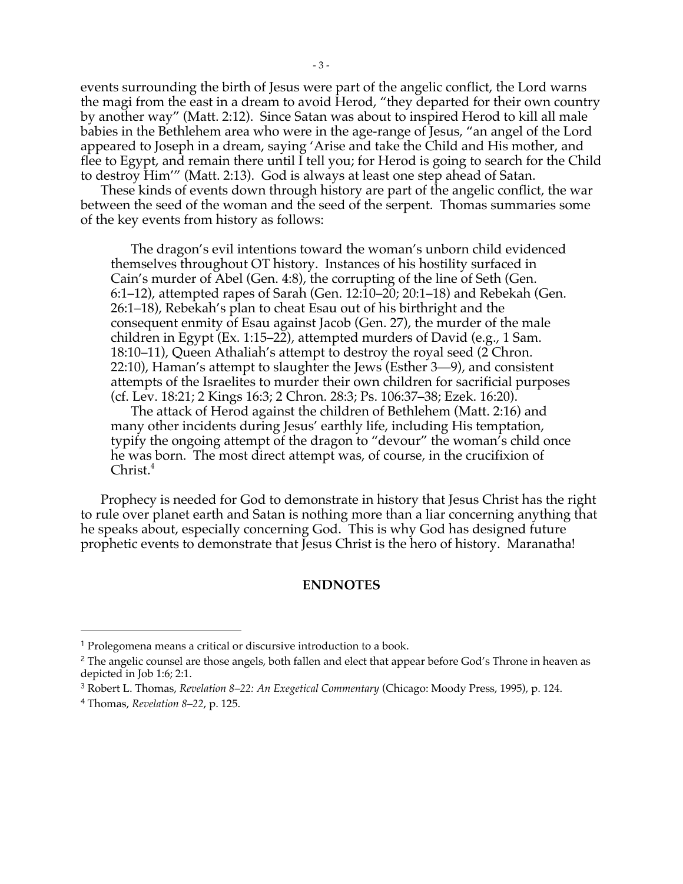events surrounding the birth of Jesus were part of the angelic conflict, the Lord warns the magi from the east in a dream to avoid Herod, "they departed for their own country by another way" (Matt. 2:12). Since Satan was about to inspired Herod to kill all male babies in the Bethlehem area who were in the age-range of Jesus, "an angel of the Lord appeared to Joseph in a dream, saying 'Arise and take the Child and His mother, and flee to Egypt, and remain there until I tell you; for Herod is going to search for the Child to destroy Him'" (Matt. 2:13). God is always at least one step ahead of Satan.

These kinds of events down through history are part of the angelic conflict, the war between the seed of the woman and the seed of the serpent. Thomas summaries some of the key events from history as follows:

> The dragon's evil intentions toward the woman's unborn child evidenced themselves throughout OT history. Instances of his hostility surfaced in Cain's murder of Abel (Gen. 4:8), the corrupting of the line of Seth (Gen. 6:1–12), attempted rapes of Sarah (Gen. 12:10–20; 20:1–18) and Rebekah (Gen. 26:1–18), Rebekah's plan to cheat Esau out of his birthright and the consequent enmity of Esau against Jacob (Gen. 27), the murder of the male children in Egypt (Ex. 1:15–22), attempted murders of David (e.g., 1 Sam. 18:10–11), Queen Athaliah's attempt to destroy the royal seed (2 Chron. 22:10), Haman's attempt to slaughter the Jews (Esther 3—9), and consistent attempts of the Israelites to murder their own children for sacrificial purposes (cf. Lev. 18:21; 2 Kings 16:3; 2 Chron. 28:3; Ps. 106:37–38; Ezek. 16:20).
>
> The attack of Herod against the children of Bethlehem (Matt. 2:16) and many other incidents during Jesus' earthly life, including His temptation, typify the ongoing attempt of the dragon to "devour" the woman's child once he was born. The most direct attempt was, of course, in the crucifixion of Christ.[4]

Prophecy is needed for God to demonstrate in history that Jesus Christ has the right to rule over planet earth and Satan is nothing more than a liar concerning anything that he speaks about, especially concerning God. This is why God has designed future prophetic events to demonstrate that Jesus Christ is the hero of history. Maranatha!

## ENDNOTES

---

[1] Prolegomena means a critical or discursive introduction to a book.

[2] The angelic counsel are those angels, both fallen and elect that appear before God's Throne in heaven as depicted in Job 1:6; 2:1.

[3] Robert L. Thomas, *Revelation 8–22: An Exegetical Commentary* (Chicago: Moody Press, 1995), p. 124.

[4] Thomas, *Revelation 8–22*, p. 125.